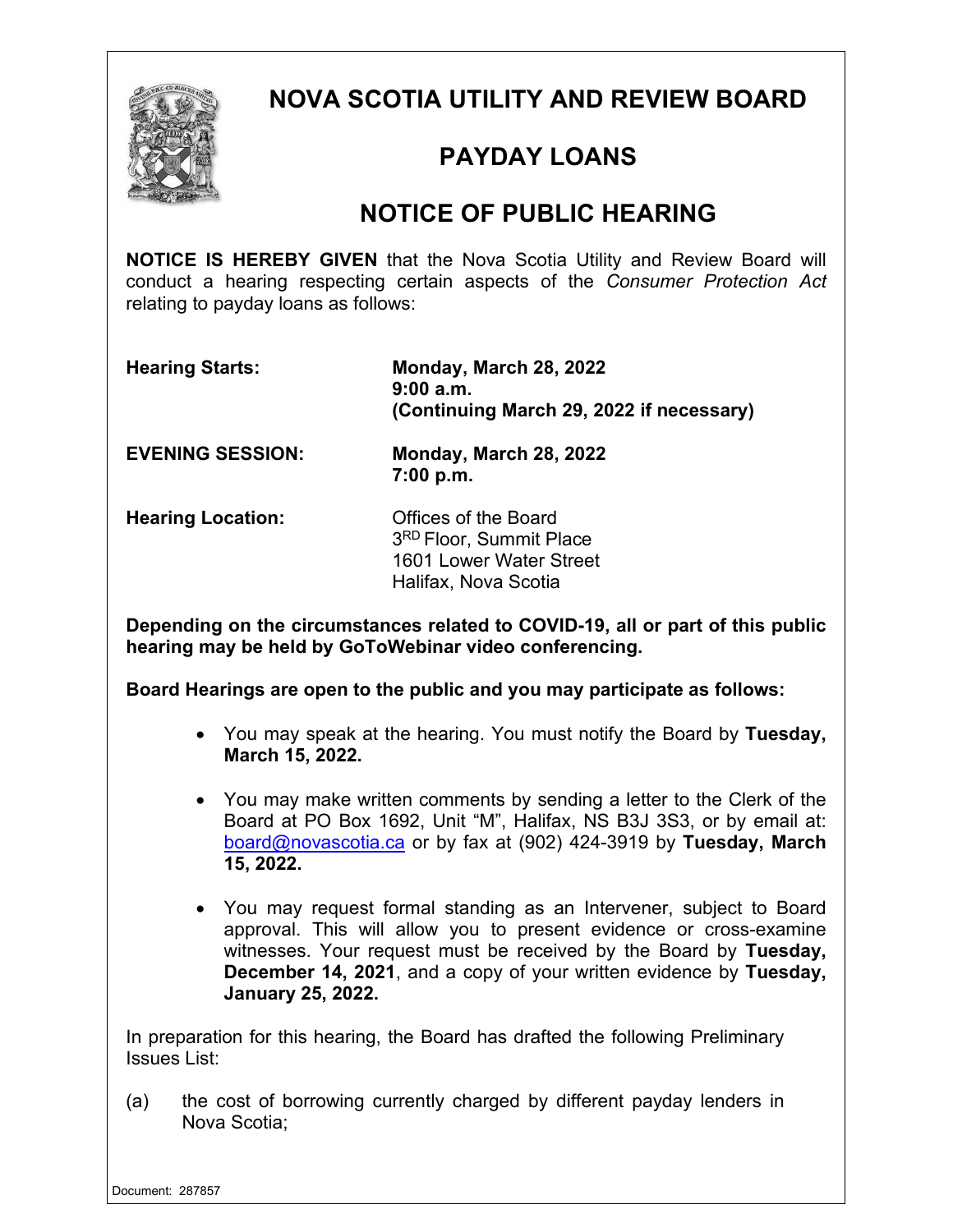# NOVA SCOTIA UTILITY AND REVIEW BOARD

## PAYDAY LOANS

## NOTICE OF PUBLIC HEARING

**NOTICE IS HEREBY GIVEN** that the Nova Scotia Utility and Review Board will conduct a hearing respecting certain aspects of the *Consumer Protection Act* relating to payday loans as follows:

| | |
|---|---|
| **Hearing Starts:** | **Monday, March 28, 2022**<br>**9:00 a.m.**<br>**(Continuing March 29, 2022 if necessary)** |
| **EVENING SESSION:** | **Monday, March 28, 2022**<br>**7:00 p.m.** |
| **Hearing Location:** | Offices of the Board<br>3RD Floor, Summit Place<br>1601 Lower Water Street<br>Halifax, Nova Scotia |

**Depending on the circumstances related to COVID-19, all or part of this public hearing may be held by GoToWebinar video conferencing.**

**Board Hearings are open to the public and you may participate as follows:**

- You may speak at the hearing. You must notify the Board by **Tuesday, March 15, 2022.**
- You may make written comments by sending a letter to the Clerk of the Board at PO Box 1692, Unit "M", Halifax, NS B3J 3S3, or by email at: board@novascotia.ca or by fax at (902) 424-3919 by **Tuesday, March 15, 2022.**
- You may request formal standing as an Intervener, subject to Board approval. This will allow you to present evidence or cross-examine witnesses. Your request must be received by the Board by **Tuesday, December 14, 2021**, and a copy of your written evidence by **Tuesday, January 25, 2022.**

In preparation for this hearing, the Board has drafted the following Preliminary Issues List:

(a) the cost of borrowing currently charged by different payday lenders in Nova Scotia;

Document: 287857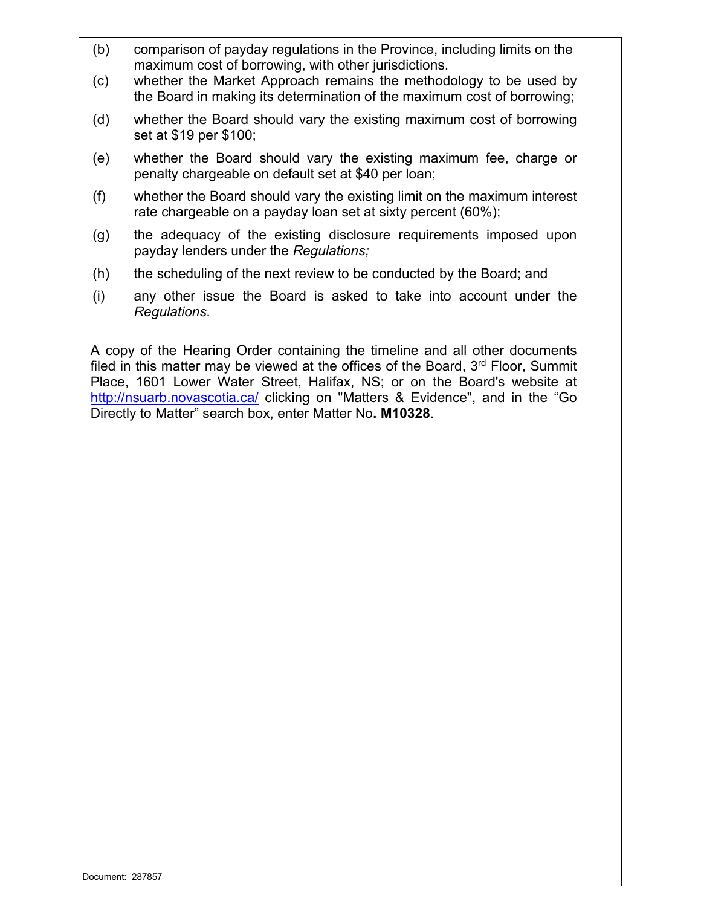(b) comparison of payday regulations in the Province, including limits on the maximum cost of borrowing, with other jurisdictions.

(c) whether the Market Approach remains the methodology to be used by the Board in making its determination of the maximum cost of borrowing;

(d) whether the Board should vary the existing maximum cost of borrowing set at $19 per $100;

(e) whether the Board should vary the existing maximum fee, charge or penalty chargeable on default set at $40 per loan;

(f) whether the Board should vary the existing limit on the maximum interest rate chargeable on a payday loan set at sixty percent (60%);

(g) the adequacy of the existing disclosure requirements imposed upon payday lenders under the *Regulations;*

(h) the scheduling of the next review to be conducted by the Board; and

(i) any other issue the Board is asked to take into account under the *Regulations.*

A copy of the Hearing Order containing the timeline and all other documents filed in this matter may be viewed at the offices of the Board, 3rd Floor, Summit Place, 1601 Lower Water Street, Halifax, NS; or on the Board's website at http://nsuarb.novascotia.ca/ clicking on "Matters & Evidence", and in the "Go Directly to Matter" search box, enter Matter No**. M10328**.

Document: 287857